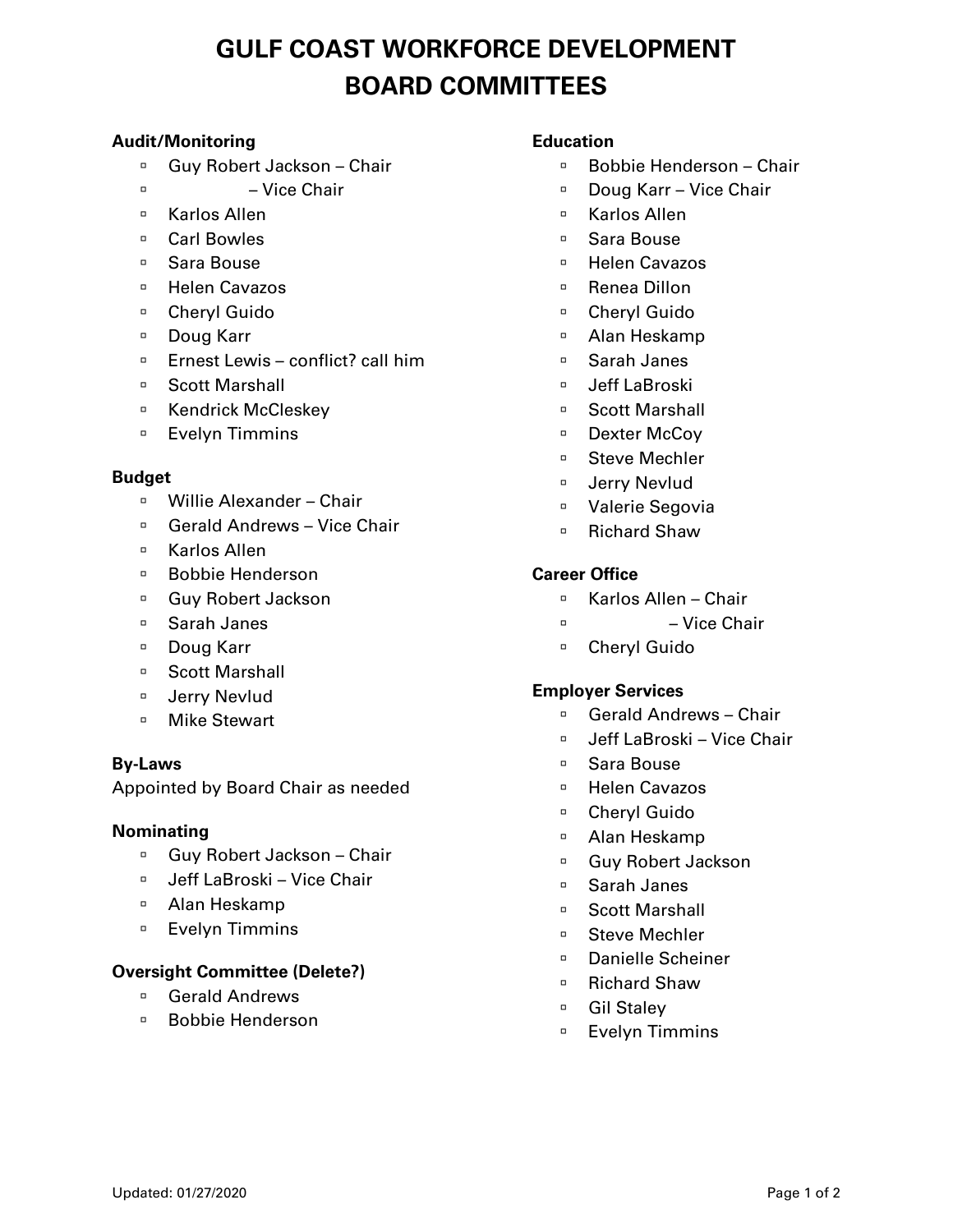# GULF COAST WORKFORCE DEVELOPMENT BOARD COMMITTEES

**Audit/Monitoring**

- Guy Robert Jackson – Chair
- – Vice Chair
- Karlos Allen
- Carl Bowles
- Sara Bouse
- Helen Cavazos
- Cheryl Guido
- Doug Karr
- Ernest Lewis – conflict? call him
- Scott Marshall
- Kendrick McCleskey
- Evelyn Timmins

**Budget**

- Willie Alexander – Chair
- Gerald Andrews – Vice Chair
- Karlos Allen
- Bobbie Henderson
- Guy Robert Jackson
- Sarah Janes
- Doug Karr
- Scott Marshall
- Jerry Nevlud
- Mike Stewart

**By-Laws**

Appointed by Board Chair as needed

**Nominating**

- Guy Robert Jackson – Chair
- Jeff LaBroski – Vice Chair
- Alan Heskamp
- Evelyn Timmins

**Oversight Committee (Delete?)**

- Gerald Andrews
- Bobbie Henderson

**Education**

- Bobbie Henderson – Chair
- Doug Karr – Vice Chair
- Karlos Allen
- Sara Bouse
- Helen Cavazos
- Renea Dillon
- Cheryl Guido
- Alan Heskamp
- Sarah Janes
- Jeff LaBroski
- Scott Marshall
- Dexter McCoy
- Steve Mechler
- Jerry Nevlud
- Valerie Segovia
- Richard Shaw

**Career Office**

- Karlos Allen – Chair
- – Vice Chair
- Cheryl Guido

**Employer Services**

- Gerald Andrews – Chair
- Jeff LaBroski – Vice Chair
- Sara Bouse
- Helen Cavazos
- Cheryl Guido
- Alan Heskamp
- Guy Robert Jackson
- Sarah Janes
- Scott Marshall
- Steve Mechler
- Danielle Scheiner
- Richard Shaw
- Gil Staley
- Evelyn Timmins

Updated: 01/27/2020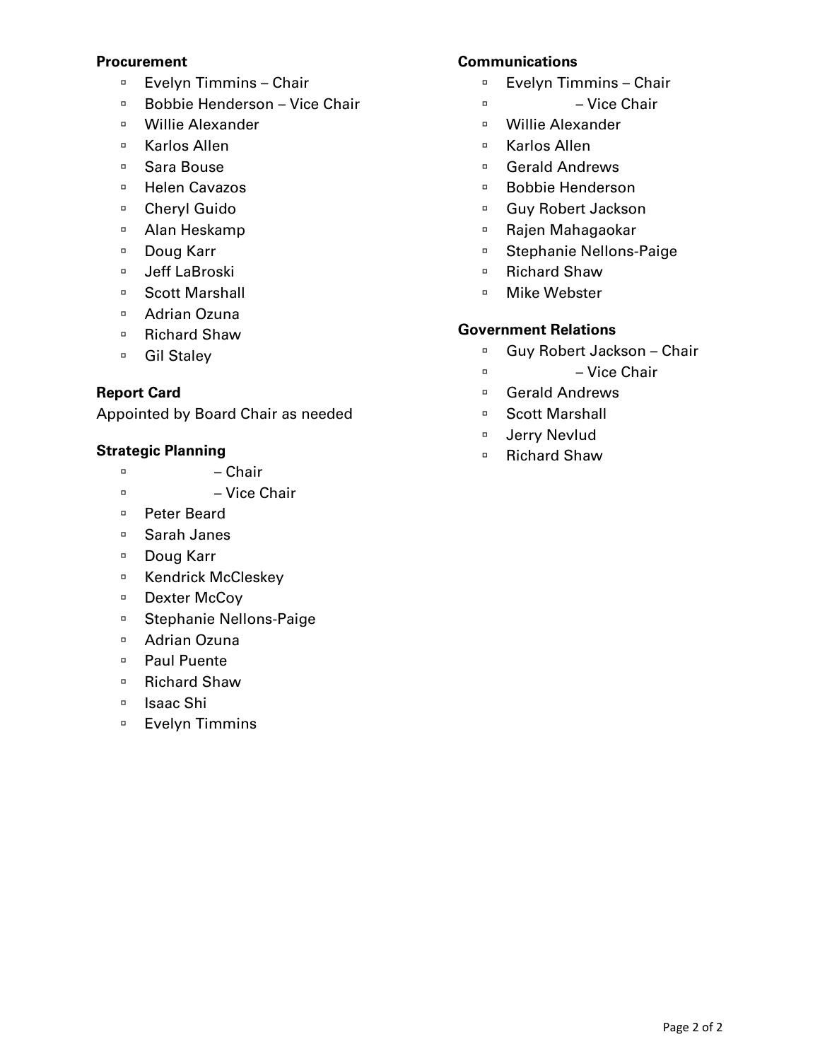**Procurement**

- Evelyn Timmins – Chair
- Bobbie Henderson – Vice Chair
- Willie Alexander
- Karlos Allen
- Sara Bouse
- Helen Cavazos
- Cheryl Guido
- Alan Heskamp
- Doug Karr
- Jeff LaBroski
- Scott Marshall
- Adrian Ozuna
- Richard Shaw
- Gil Staley

**Report Card**

Appointed by Board Chair as needed

**Strategic Planning**

- – Chair
- – Vice Chair
- Peter Beard
- Sarah Janes
- Doug Karr
- Kendrick McCleskey
- Dexter McCoy
- Stephanie Nellons-Paige
- Adrian Ozuna
- Paul Puente
- Richard Shaw
- Isaac Shi
- Evelyn Timmins

**Communications**

- Evelyn Timmins – Chair
- – Vice Chair
- Willie Alexander
- Karlos Allen
- Gerald Andrews
- Bobbie Henderson
- Guy Robert Jackson
- Rajen Mahagaokar
- Stephanie Nellons-Paige
- Richard Shaw
- Mike Webster

**Government Relations**

- Guy Robert Jackson – Chair
- – Vice Chair
- Gerald Andrews
- Scott Marshall
- Jerry Nevlud
- Richard Shaw